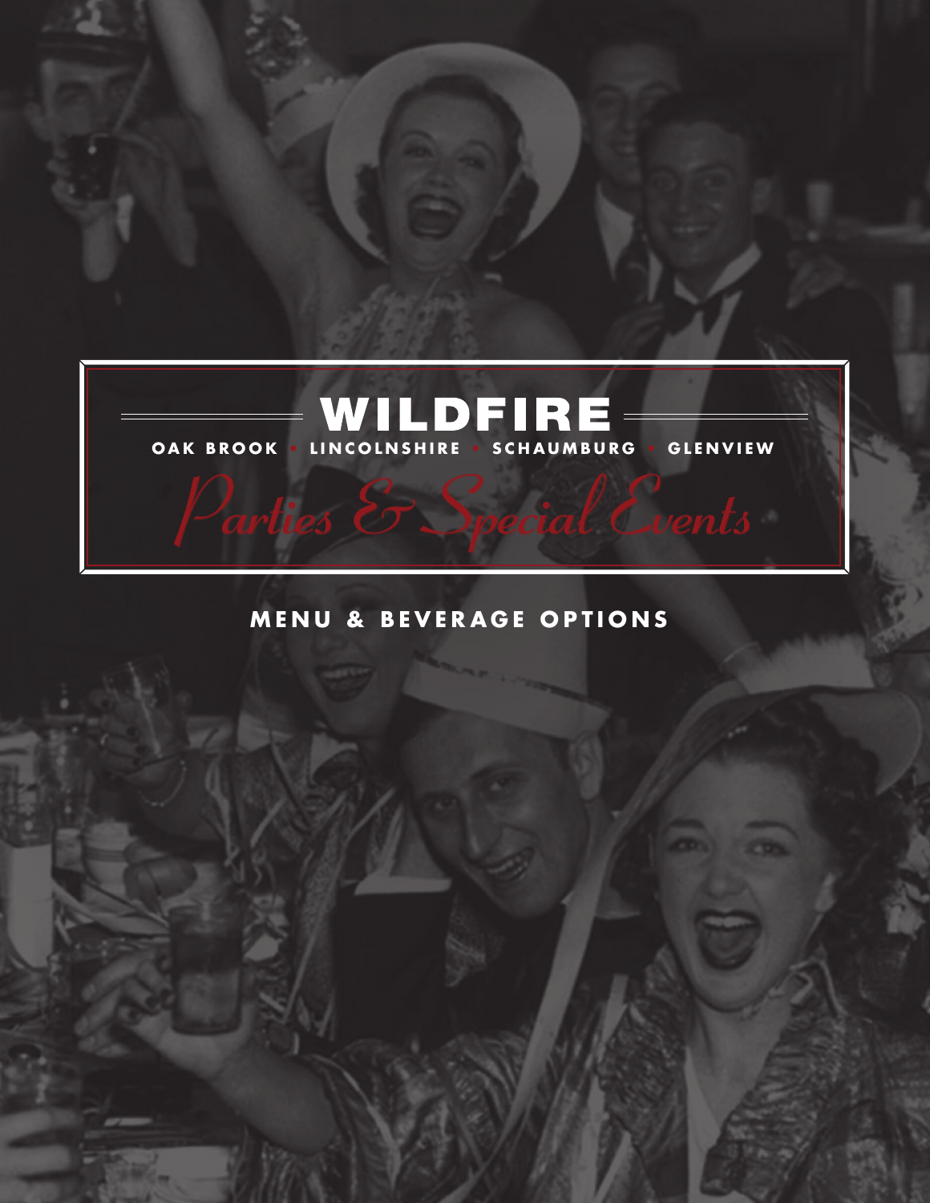# WILDFIRE

**OAK BROOK • LINCOLNSHIRE • SCHAUMBURG • GLENVIEW**

*Parties & Special Events*

## MENU & BEVERAGE OPTIONS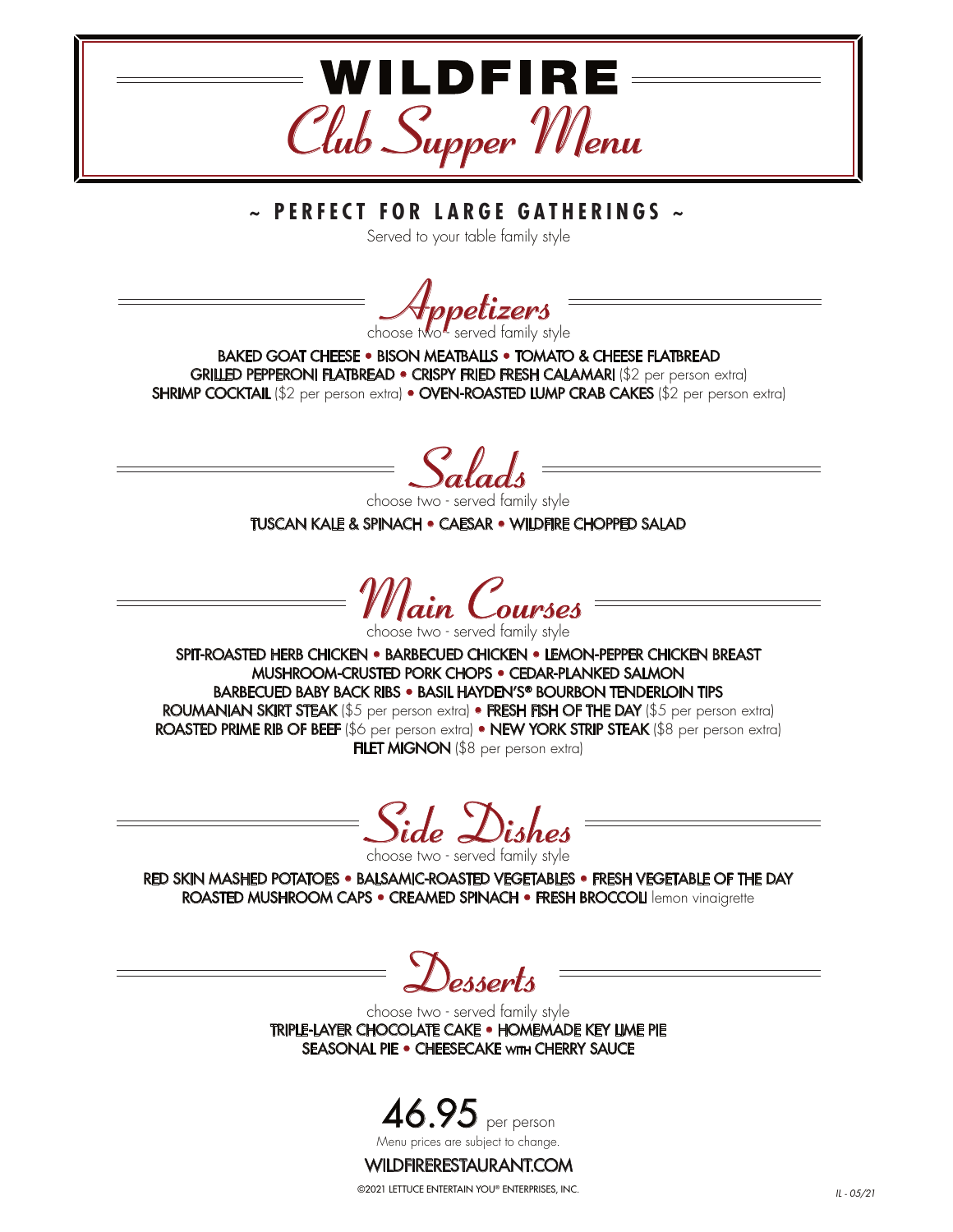# WILDFIRE

## Club Supper Menu

**~ PERFECT FOR LARGE GATHERINGS ~**

Served to your table family style

## Appetizers

choose two - served family style

BAKED GOAT CHEESE • BISON MEATBALLS • TOMATO & CHEESE FLATBREAD
GRILLED PEPPERONI FLATBREAD • CRISPY FRIED FRESH CALAMARI ($2 per person extra)
SHRIMP COCKTAIL ($2 per person extra) • OVEN-ROASTED LUMP CRAB CAKES ($2 per person extra)

## Salads

choose two - served family style

TUSCAN KALE & SPINACH • CAESAR • WILDFIRE CHOPPED SALAD

## Main Courses

choose two - served family style

SPIT-ROASTED HERB CHICKEN • BARBECUED CHICKEN • LEMON-PEPPER CHICKEN BREAST
MUSHROOM-CRUSTED PORK CHOPS • CEDAR-PLANKED SALMON
BARBECUED BABY BACK RIBS • BASIL HAYDEN'S® BOURBON TENDERLOIN TIPS
ROUMANIAN SKIRT STEAK ($5 per person extra) • FRESH FISH OF THE DAY ($5 per person extra)
ROASTED PRIME RIB OF BEEF ($6 per person extra) • NEW YORK STRIP STEAK ($8 per person extra)
FILET MIGNON ($8 per person extra)

## Side Dishes

choose two - served family style

RED SKIN MASHED POTATOES • BALSAMIC-ROASTED VEGETABLES • FRESH VEGETABLE OF THE DAY
ROASTED MUSHROOM CAPS • CREAMED SPINACH • FRESH BROCCOLI lemon vinaigrette

## Desserts

choose two - served family style

TRIPLE-LAYER CHOCOLATE CAKE • HOMEMADE KEY LIME PIE
SEASONAL PIE • CHEESECAKE WITH CHERRY SAUCE

**46.95** per person

Menu prices are subject to change.

WILDFIRERESTAURANT.COM

©2021 LETTUCE ENTERTAIN YOU® ENTERPRISES, INC.

IL - 05/21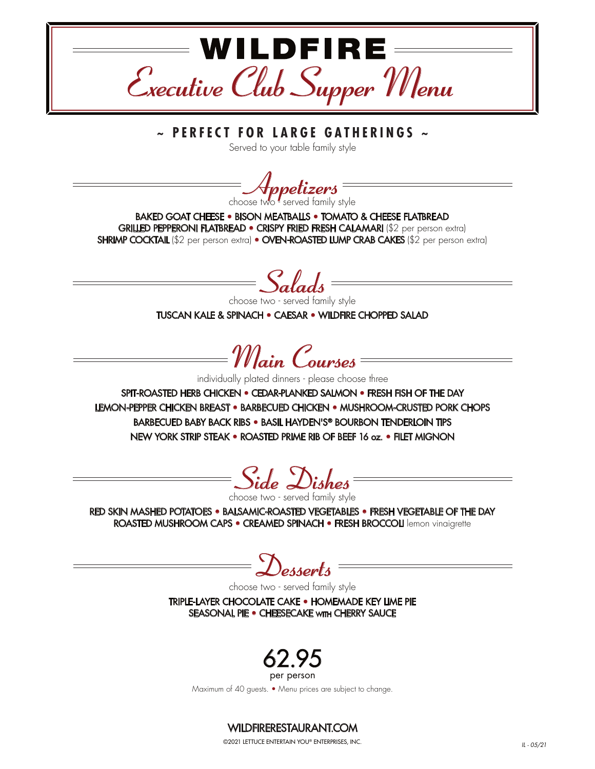# WILDFIRE

## Executive Club Supper Menu

**~ PERFECT FOR LARGE GATHERINGS ~**

Served to your table family style

## Appetizers

choose two - served family style

BAKED GOAT CHEESE • BISON MEATBALLS • TOMATO & CHEESE FLATBREAD
GRILLED PEPPERONI FLATBREAD • CRISPY FRIED FRESH CALAMARI ($2 per person extra)
SHRIMP COCKTAIL ($2 per person extra) • OVEN-ROASTED LUMP CRAB CAKES ($2 per person extra)

## Salads

choose two - served family style

TUSCAN KALE & SPINACH • CAESAR • WILDFIRE CHOPPED SALAD

## Main Courses

individually plated dinners - please choose three

SPIT-ROASTED HERB CHICKEN • CEDAR-PLANKED SALMON • FRESH FISH OF THE DAY
LEMON-PEPPER CHICKEN BREAST • BARBECUED CHICKEN • MUSHROOM-CRUSTED PORK CHOPS
BARBECUED BABY BACK RIBS • BASIL HAYDEN'S® BOURBON TENDERLOIN TIPS
NEW YORK STRIP STEAK • ROASTED PRIME RIB OF BEEF 16 oz. • FILET MIGNON

## Side Dishes

choose two - served family style

RED SKIN MASHED POTATOES • BALSAMIC-ROASTED VEGETABLES • FRESH VEGETABLE OF THE DAY
ROASTED MUSHROOM CAPS • CREAMED SPINACH • FRESH BROCCOLI lemon vinaigrette

## Desserts

choose two - served family style

TRIPLE-LAYER CHOCOLATE CAKE • HOMEMADE KEY LIME PIE
SEASONAL PIE • CHEESECAKE WITH CHERRY SAUCE

**62.95**
per person

Maximum of 40 guests. • Menu prices are subject to change.

WILDFIRERESTAURANT.COM

©2021 LETTUCE ENTERTAIN YOU® ENTERPRISES, INC.

IL - 05/21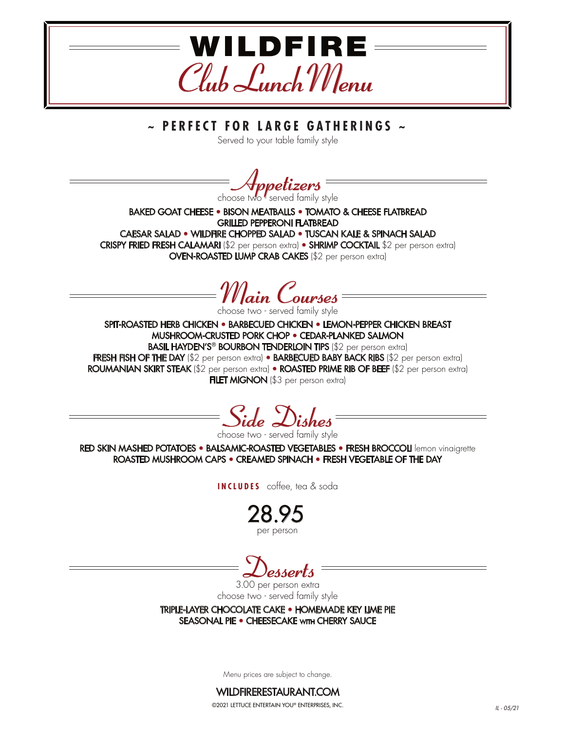# WILDFIRE

## Club Lunch Menu

**~ PERFECT FOR LARGE GATHERINGS ~**

Served to your table family style

## Appetizers

choose two - served family style

BAKED GOAT CHEESE • BISON MEATBALLS • TOMATO & CHEESE FLATBREAD
GRILLED PEPPERONI FLATBREAD
CAESAR SALAD • WILDFIRE CHOPPED SALAD • TUSCAN KALE & SPINACH SALAD
CRISPY FRIED FRESH CALAMARI ($2 per person extra) • SHRIMP COCKTAIL $2 per person extra)
OVEN-ROASTED LUMP CRAB CAKES ($2 per person extra)

## Main Courses

choose two - served family style

SPIT-ROASTED HERB CHICKEN • BARBECUED CHICKEN • LEMON-PEPPER CHICKEN BREAST
MUSHROOM-CRUSTED PORK CHOP • CEDAR-PLANKED SALMON
BASIL HAYDEN'S® BOURBON TENDERLOIN TIPS ($2 per person extra)
FRESH FISH OF THE DAY ($2 per person extra) • BARBECUED BABY BACK RIBS ($2 per person extra)
ROUMANIAN SKIRT STEAK ($2 per person extra) • ROASTED PRIME RIB OF BEEF ($2 per person extra)
FILET MIGNON ($3 per person extra)

## Side Dishes

choose two - served family style

RED SKIN MASHED POTATOES • BALSAMIC-ROASTED VEGETABLES • FRESH BROCCOLI lemon vinaigrette
ROASTED MUSHROOM CAPS • CREAMED SPINACH • FRESH VEGETABLE OF THE DAY

**INCLUDES** coffee, tea & soda

**28.95**
per person

## Desserts

3.00 per person extra
choose two - served family style

TRIPLE-LAYER CHOCOLATE CAKE • HOMEMADE KEY LIME PIE
SEASONAL PIE • CHEESECAKE WITH CHERRY SAUCE

Menu prices are subject to change.

WILDFIRERESTAURANT.COM

©2021 LETTUCE ENTERTAIN YOU® ENTERPRISES, INC.

IL - 05/21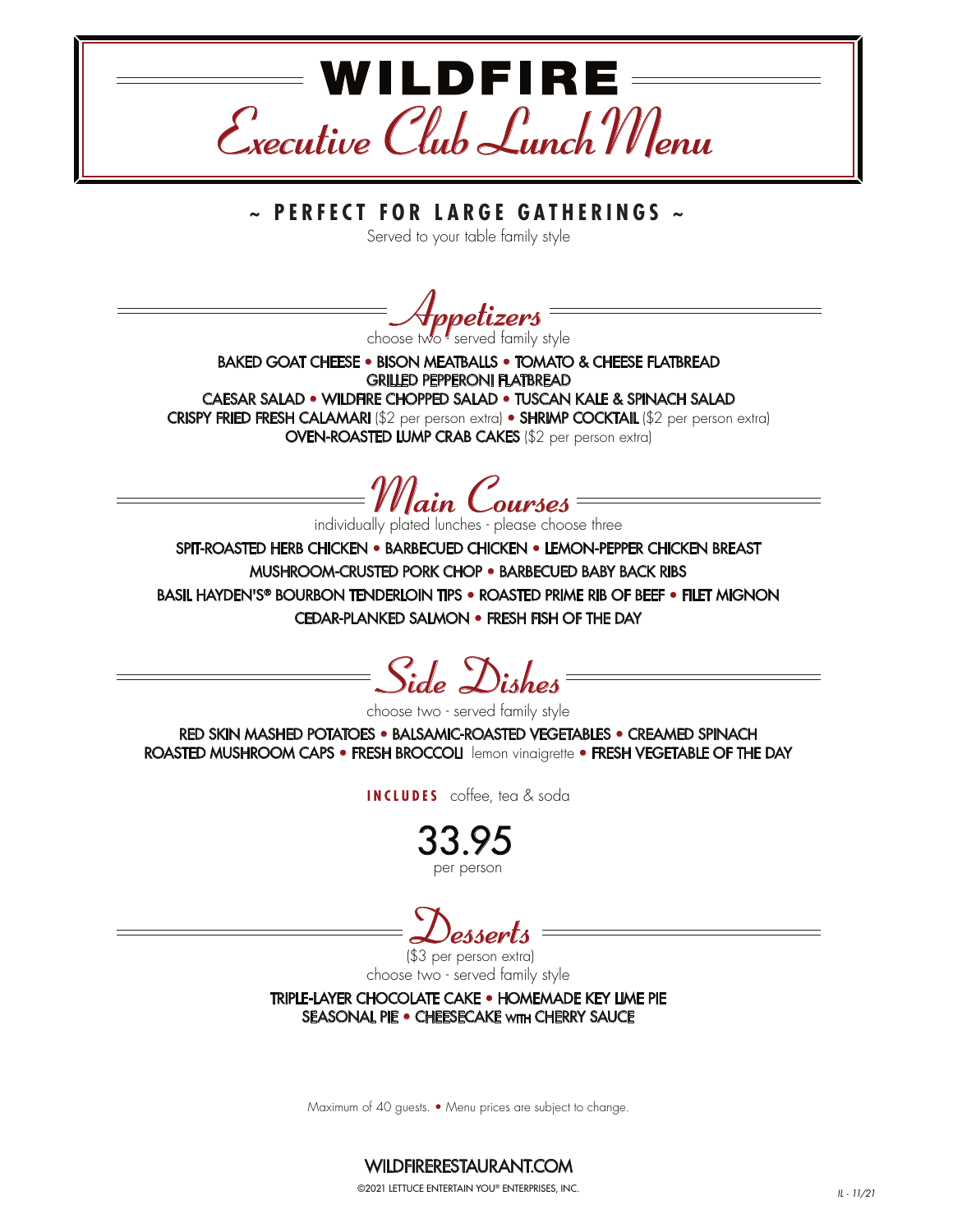# WILDFIRE

## Executive Club Lunch Menu

**~ PERFECT FOR LARGE GATHERINGS ~**

Served to your table family style

## Appetizers

choose two - served family style

BAKED GOAT CHEESE • BISON MEATBALLS • TOMATO & CHEESE FLATBREAD
GRILLED PEPPERONI FLATBREAD
CAESAR SALAD • WILDFIRE CHOPPED SALAD • TUSCAN KALE & SPINACH SALAD
CRISPY FRIED FRESH CALAMARI ($2 per person extra) • SHRIMP COCKTAIL ($2 per person extra)
OVEN-ROASTED LUMP CRAB CAKES ($2 per person extra)

## Main Courses

individually plated lunches - please choose three

SPIT-ROASTED HERB CHICKEN • BARBECUED CHICKEN • LEMON-PEPPER CHICKEN BREAST
MUSHROOM-CRUSTED PORK CHOP • BARBECUED BABY BACK RIBS
BASIL HAYDEN'S® BOURBON TENDERLOIN TIPS • ROASTED PRIME RIB OF BEEF • FILET MIGNON
CEDAR-PLANKED SALMON • FRESH FISH OF THE DAY

## Side Dishes

choose two - served family style

RED SKIN MASHED POTATOES • BALSAMIC-ROASTED VEGETABLES • CREAMED SPINACH
ROASTED MUSHROOM CAPS • FRESH BROCCOLI lemon vinaigrette • FRESH VEGETABLE OF THE DAY

**INCLUDES** coffee, tea & soda

**33.95**
per person

## Desserts

($3 per person extra)
choose two - served family style

TRIPLE-LAYER CHOCOLATE CAKE • HOMEMADE KEY LIME PIE
SEASONAL PIE • CHEESECAKE WITH CHERRY SAUCE

Maximum of 40 guests. • Menu prices are subject to change.

WILDFIRERESTAURANT.COM

©2021 LETTUCE ENTERTAIN YOU® ENTERPRISES, INC.

IL - 11/21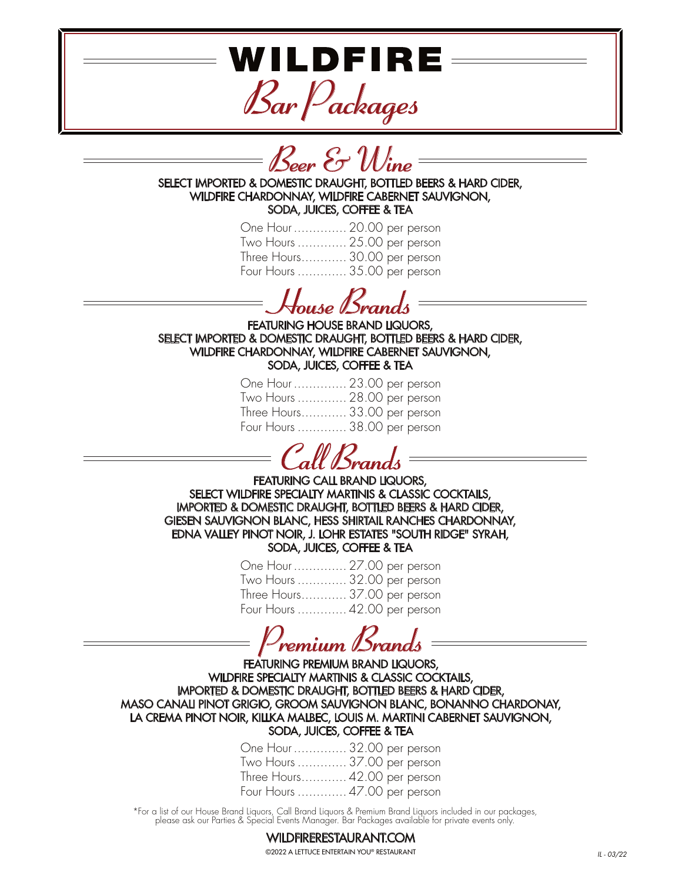# WILDFIRE

## *Bar Packages*

## *Beer & Wine*

SELECT IMPORTED & DOMESTIC DRAUGHT, BOTTLED BEERS & HARD CIDER,
WILDFIRE CHARDONNAY, WILDFIRE CABERNET SAUVIGNON,
SODA, JUICES, COFFEE & TEA

One Hour .............. 20.00 per person
Two Hours ............. 25.00 per person
Three Hours............ 30.00 per person
Four Hours ............. 35.00 per person

## *House Brands*

FEATURING HOUSE BRAND LIQUORS,
SELECT IMPORTED & DOMESTIC DRAUGHT, BOTTLED BEERS & HARD CIDER,
WILDFIRE CHARDONNAY, WILDFIRE CABERNET SAUVIGNON,
SODA, JUICES, COFFEE & TEA

One Hour .............. 23.00 per person
Two Hours ............. 28.00 per person
Three Hours............ 33.00 per person
Four Hours ............. 38.00 per person

## *Call Brands*

FEATURING CALL BRAND LIQUORS,
SELECT WILDFIRE SPECIALTY MARTINIS & CLASSIC COCKTAILS,
IMPORTED & DOMESTIC DRAUGHT, BOTTLED BEERS & HARD CIDER,
GIESEN SAUVIGNON BLANC, HESS SHIRTAIL RANCHES CHARDONNAY,
EDNA VALLEY PINOT NOIR, J. LOHR ESTATES "SOUTH RIDGE" SYRAH,
SODA, JUICES, COFFEE & TEA

One Hour .............. 27.00 per person
Two Hours ............. 32.00 per person
Three Hours............ 37.00 per person
Four Hours ............. 42.00 per person

## *Premium Brands*

FEATURING PREMIUM BRAND LIQUORS,
WILDFIRE SPECIALTY MARTINIS & CLASSIC COCKTAILS,
IMPORTED & DOMESTIC DRAUGHT, BOTTLED BEERS & HARD CIDER,
MASO CANALI PINOT GRIGIO, GROOM SAUVIGNON BLANC, BONANNO CHARDONAY,
LA CREMA PINOT NOIR, KILLKA MALBEC, LOUIS M. MARTINI CABERNET SAUVIGNON,
SODA, JUICES, COFFEE & TEA

One Hour .............. 32.00 per person
Two Hours ............. 37.00 per person
Three Hours............ 42.00 per person
Four Hours ............. 47.00 per person

*For a list of our House Brand Liquors, Call Brand Liquors & Premium Brand Liquors included in our packages, please ask our Parties & Special Events Manager. Bar Packages available for private events only.

WILDFIRERESTAURANT.COM

©2022 A LETTUCE ENTERTAIN YOU® RESTAURANT

IL - 03/22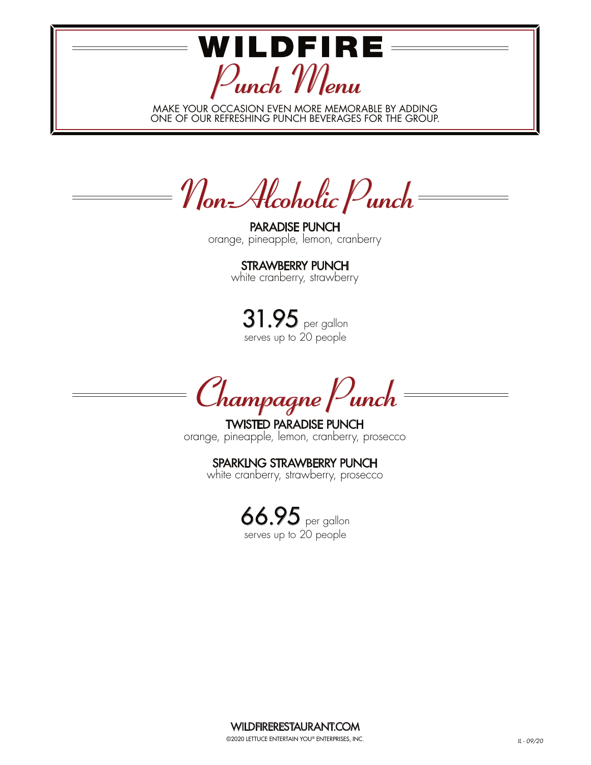# WILDFIRE

## Punch Menu

MAKE YOUR OCCASION EVEN MORE MEMORABLE BY ADDING ONE OF OUR REFRESHING PUNCH BEVERAGES FOR THE GROUP.

## Non-Alcoholic Punch

**PARADISE PUNCH**
orange, pineapple, lemon, cranberry

**STRAWBERRY PUNCH**
white cranberry, strawberry

**31.95** per gallon
serves up to 20 people

## Champagne Punch

**TWISTED PARADISE PUNCH**
orange, pineapple, lemon, cranberry, prosecco

**SPARKLNG STRAWBERRY PUNCH**
white cranberry, strawberry, prosecco

**66.95** per gallon
serves up to 20 people

WILDFIRERESTAURANT.COM

©2020 LETTUCE ENTERTAIN YOU® ENTERPRISES, INC.

IL - 09/20